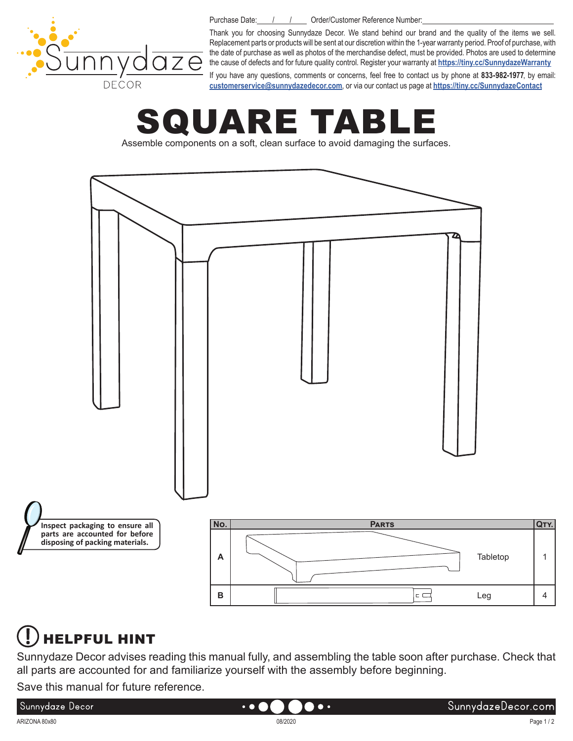Purchase Date: ___/___/___ Order/Customer Reference Number: ______________________

Thank you for choosing Sunnydaze Decor. We stand behind our brand and the quality of the items we sell. Replacement parts or products will be sent at our discretion within the 1-year warranty period. Proof of purchase, with the date of purchase as well as photos of the merchandise defect, must be provided. Photos are used to determine the cause of defects and for future quality control. Register your warranty at **https://tiny.cc/SunnydazeWarranty**

If you have any questions, comments or concerns, feel free to contact us by phone at **833-982-1977**, by email: **customerservice@sunnydazedecor.com**, or via our contact us page at **https://tiny.cc/SunnydazeContact**

# SQUARE TABLE

Assemble components on a soft, clean surface to avoid damaging the surfaces.

**Inspect packaging to ensure all parts are accounted for before disposing of packing materials.**

| No. | Parts | Qty. |
| --- | --- | --- |
| A | Tabletop | 1 |
| B | Leg | 4 |

## HELPFUL HINT

Sunnydaze Decor advises reading this manual fully, and assembling the table soon after purchase. Check that all parts are accounted for and familiarize yourself with the assembly before beginning.

Save this manual for future reference.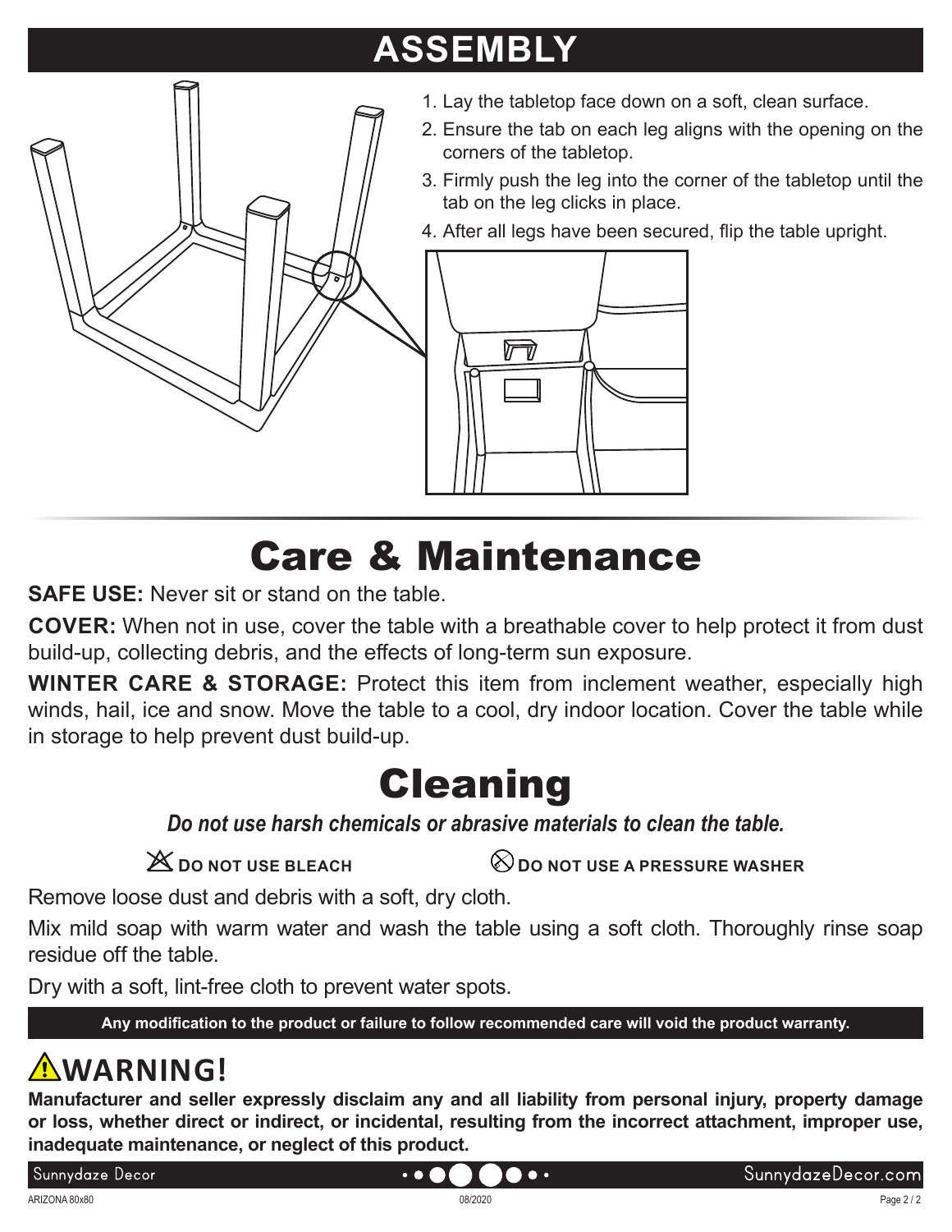# ASSEMBLY

1. Lay the tabletop face down on a soft, clean surface.
2. Ensure the tab on each leg aligns with the opening on the corners of the tabletop.
3. Firmly push the leg into the corner of the tabletop until the tab on the leg clicks in place.
4. After all legs have been secured, flip the table upright.

# Care & Maintenance

**SAFE USE:** Never sit or stand on the table.

**COVER:** When not in use, cover the table with a breathable cover to help protect it from dust build-up, collecting debris, and the effects of long-term sun exposure.

**WINTER CARE & STORAGE:** Protect this item from inclement weather, especially high winds, hail, ice and snow. Move the table to a cool, dry indoor location. Cover the table while in storage to help prevent dust build-up.

# Cleaning

***Do not use harsh chemicals or abrasive materials to clean the table.***

**DO NOT USE BLEACH** **DO NOT USE A PRESSURE WASHER**

Remove loose dust and debris with a soft, dry cloth.

Mix mild soap with warm water and wash the table using a soft cloth. Thoroughly rinse soap residue off the table.

Dry with a soft, lint-free cloth to prevent water spots.

**Any modification to the product or failure to follow recommended care will void the product warranty.**

## WARNING!

**Manufacturer and seller expressly disclaim any and all liability from personal injury, property damage or loss, whether direct or indirect, or incidental, resulting from the incorrect attachment, improper use, inadequate maintenance, or neglect of this product.**